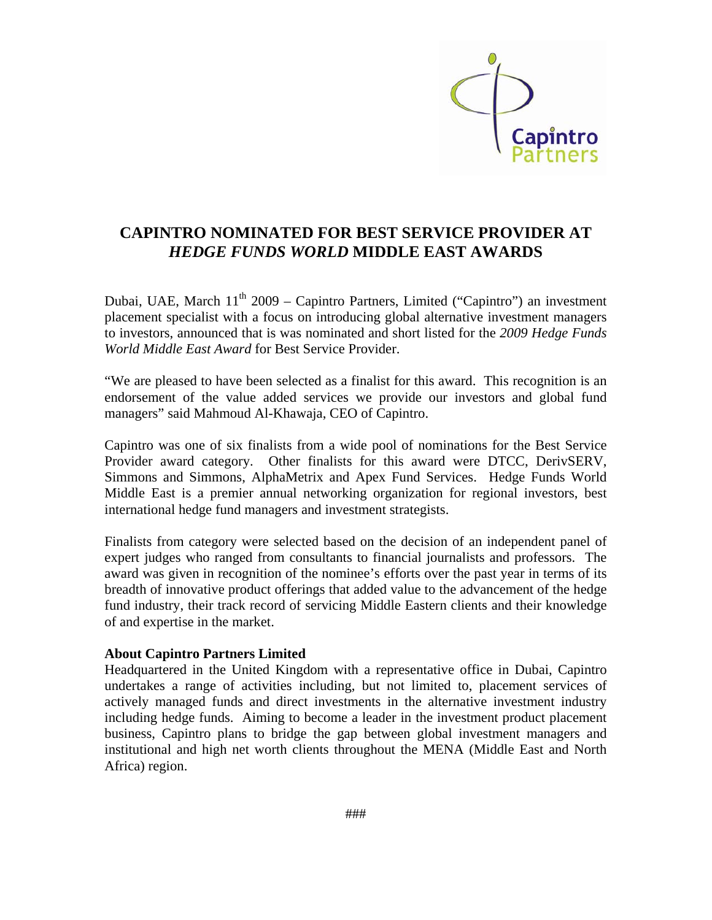# CAPINTRO NOMINATED FOR BEST SERVICE PROVIDER AT *HEDGE FUNDS WORLD* MIDDLE EAST AWARDS

Dubai, UAE, March 11th 2009 – Capintro Partners, Limited ("Capintro") an investment placement specialist with a focus on introducing global alternative investment managers to investors, announced that is was nominated and short listed for the *2009 Hedge Funds World Middle East Award* for Best Service Provider.

"We are pleased to have been selected as a finalist for this award. This recognition is an endorsement of the value added services we provide our investors and global fund managers" said Mahmoud Al-Khawaja, CEO of Capintro.

Capintro was one of six finalists from a wide pool of nominations for the Best Service Provider award category. Other finalists for this award were DTCC, DerivSERV, Simmons and Simmons, AlphaMetrix and Apex Fund Services. Hedge Funds World Middle East is a premier annual networking organization for regional investors, best international hedge fund managers and investment strategists.

Finalists from category were selected based on the decision of an independent panel of expert judges who ranged from consultants to financial journalists and professors. The award was given in recognition of the nominee's efforts over the past year in terms of its breadth of innovative product offerings that added value to the advancement of the hedge fund industry, their track record of servicing Middle Eastern clients and their knowledge of and expertise in the market.

**About Capintro Partners Limited**

Headquartered in the United Kingdom with a representative office in Dubai, Capintro undertakes a range of activities including, but not limited to, placement services of actively managed funds and direct investments in the alternative investment industry including hedge funds. Aiming to become a leader in the investment product placement business, Capintro plans to bridge the gap between global investment managers and institutional and high net worth clients throughout the MENA (Middle East and North Africa) region.

###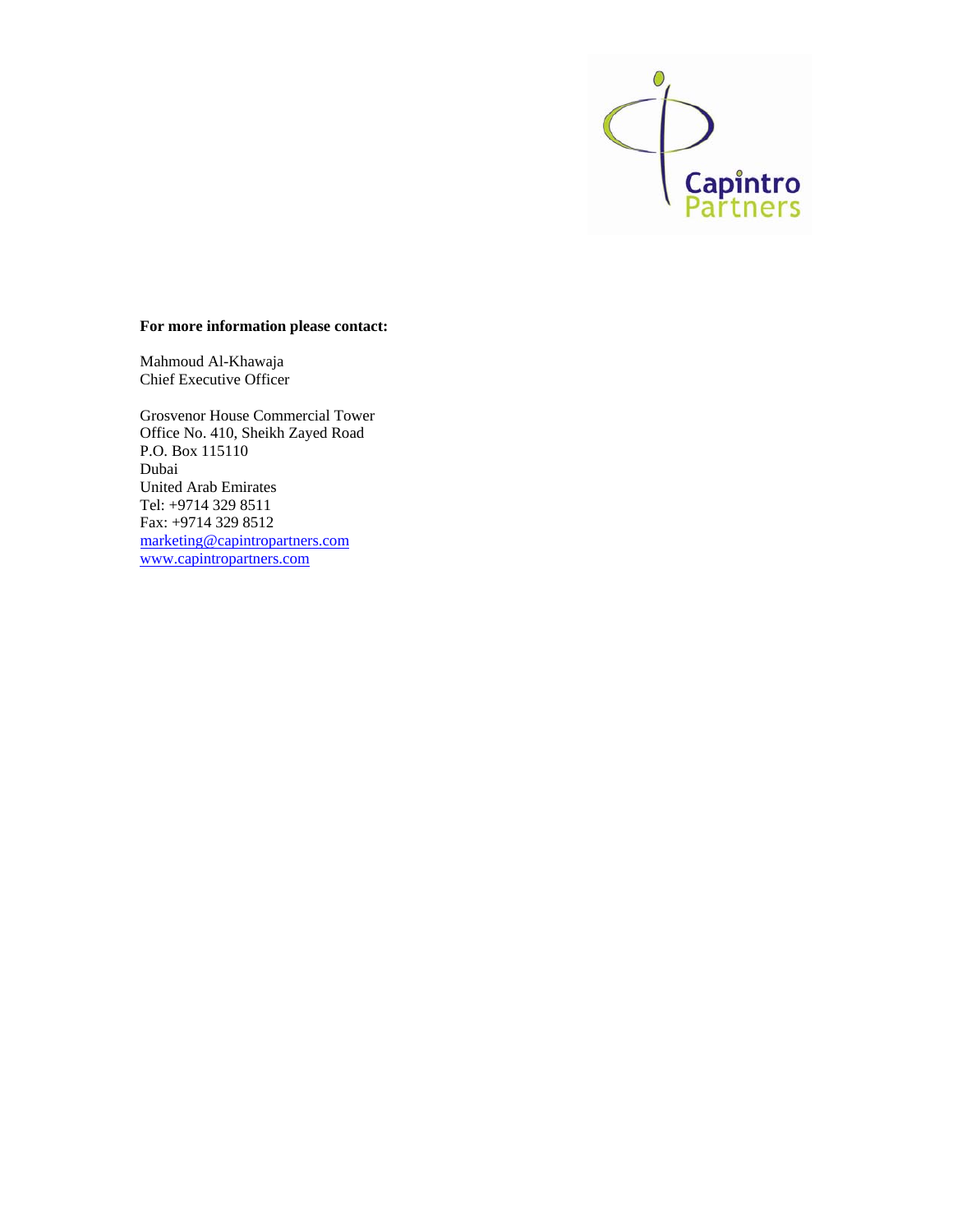**For more information please contact:**

Mahmoud Al-Khawaja
Chief Executive Officer

Grosvenor House Commercial Tower
Office No. 410, Sheikh Zayed Road
P.O. Box 115110
Dubai
United Arab Emirates
Tel: +9714 329 8511
Fax: +9714 329 8512
marketing@capintropartners.com
www.capintropartners.com